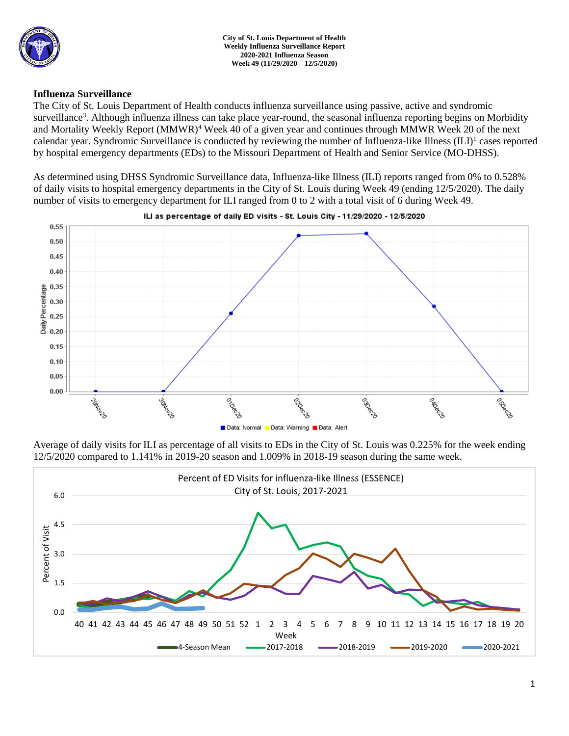**City of St. Louis Department of Health**
**Weekly Influenza Surveillance Report**
**2020-2021 Influenza Season**
**Week 49 (11/29/2020 – 12/5/2020)**

## Influenza Surveillance

The City of St. Louis Department of Health conducts influenza surveillance using passive, active and syndromic surveillance[3]. Although influenza illness can take place year-round, the seasonal influenza reporting begins on Morbidity and Mortality Weekly Report (MMWR)[4] Week 40 of a given year and continues through MMWR Week 20 of the next calendar year. Syndromic Surveillance is conducted by reviewing the number of Influenza-like Illness (ILI)[1] cases reported by hospital emergency departments (EDs) to the Missouri Department of Health and Senior Service (MO-DHSS).

As determined using DHSS Syndromic Surveillance data, Influenza-like Illness (ILI) reports ranged from 0% to 0.528% of daily visits to hospital emergency departments in the City of St. Louis during Week 49 (ending 12/5/2020). The daily number of visits to emergency department for ILI ranged from 0 to 2 with a total visit of 6 during Week 49.

Average of daily visits for ILI as percentage of all visits to EDs in the City of St. Louis was 0.225% for the week ending 12/5/2020 compared to 1.141% in 2019-20 season and 1.009% in 2018-19 season during the same week.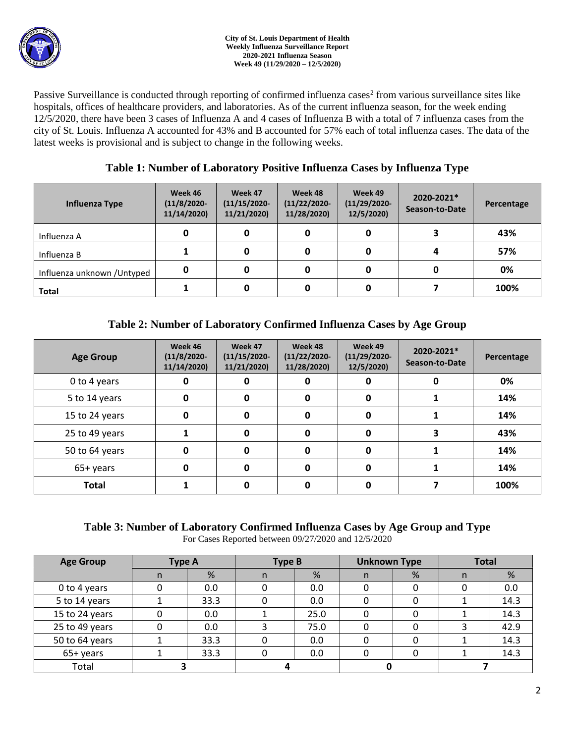Passive Surveillance is conducted through reporting of confirmed influenza cases[2] from various surveillance sites like hospitals, offices of healthcare providers, and laboratories. As of the current influenza season, for the week ending 12/5/2020, there have been 3 cases of Influenza A and 4 cases of Influenza B with a total of 7 influenza cases from the city of St. Louis. Influenza A accounted for 43% and B accounted for 57% each of total influenza cases. The data of the latest weeks is provisional and is subject to change in the following weeks.

## Table 1: Number of Laboratory Positive Influenza Cases by Influenza Type

| Influenza Type | Week 46 (11/8/2020-11/14/2020) | Week 47 (11/15/2020-11/21/2020) | Week 48 (11/22/2020-11/28/2020) | Week 49 (11/29/2020-12/5/2020) | 2020-2021* Season-to-Date | Percentage |
|---|---|---|---|---|---|---|
| Influenza A | 0 | 0 | 0 | 0 | 3 | 43% |
| Influenza B | 1 | 0 | 0 | 0 | 4 | 57% |
| Influenza unknown /Untyped | 0 | 0 | 0 | 0 | 0 | 0% |
| **Total** | 1 | 0 | 0 | 0 | 7 | 100% |

## Table 2: Number of Laboratory Confirmed Influenza Cases by Age Group

| Age Group | Week 46 (11/8/2020-11/14/2020) | Week 47 (11/15/2020-11/21/2020) | Week 48 (11/22/2020-11/28/2020) | Week 49 (11/29/2020-12/5/2020) | 2020-2021* Season-to-Date | Percentage |
|---|---|---|---|---|---|---|
| 0 to 4 years | 0 | 0 | 0 | 0 | 0 | 0% |
| 5 to 14 years | 0 | 0 | 0 | 0 | 1 | 14% |
| 15 to 24 years | 0 | 0 | 0 | 0 | 1 | 14% |
| 25 to 49 years | 1 | 0 | 0 | 0 | 3 | 43% |
| 50 to 64 years | 0 | 0 | 0 | 0 | 1 | 14% |
| 65+ years | 0 | 0 | 0 | 0 | 1 | 14% |
| **Total** | 1 | 0 | 0 | 0 | 7 | 100% |

## Table 3: Number of Laboratory Confirmed Influenza Cases by Age Group and Type

For Cases Reported between 09/27/2020 and 12/5/2020

| Age Group | Type A | | Type B | | Unknown Type | | Total | |
|---|---|---|---|---|---|---|---|---|
| | n | % | n | % | n | % | n | % |
| 0 to 4 years | 0 | 0.0 | 0 | 0.0 | 0 | 0 | 0 | 0.0 |
| 5 to 14 years | 1 | 33.3 | 0 | 0.0 | 0 | 0 | 1 | 14.3 |
| 15 to 24 years | 0 | 0.0 | 1 | 25.0 | 0 | 0 | 1 | 14.3 |
| 25 to 49 years | 0 | 0.0 | 3 | 75.0 | 0 | 0 | 3 | 42.9 |
| 50 to 64 years | 1 | 33.3 | 0 | 0.0 | 0 | 0 | 1 | 14.3 |
| 65+ years | 1 | 33.3 | 0 | 0.0 | 0 | 0 | 1 | 14.3 |
| Total | 3 | | 4 | | 0 | | 7 | |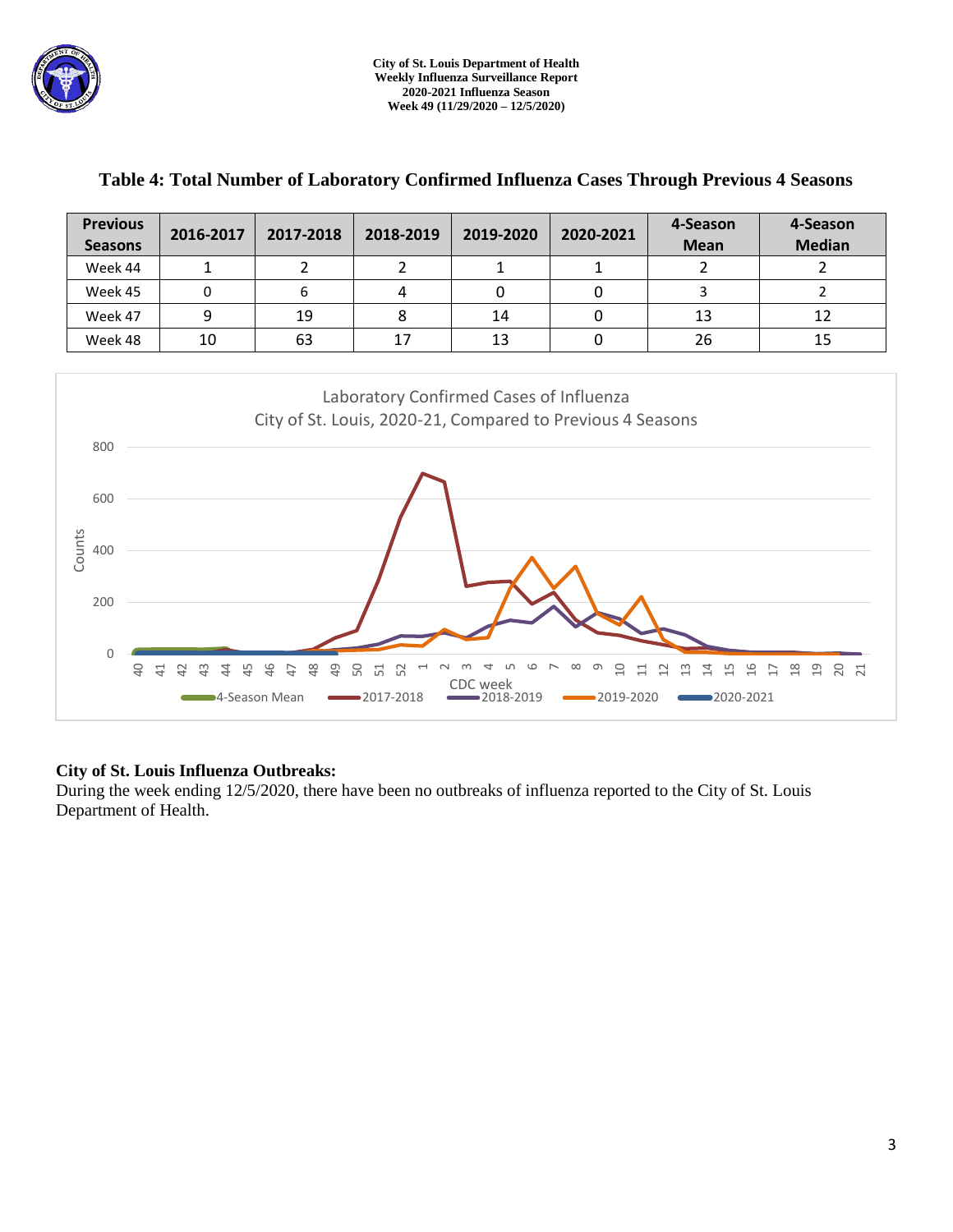### Table 4: Total Number of Laboratory Confirmed Influenza Cases Through Previous 4 Seasons

| Previous Seasons | 2016-2017 | 2017-2018 | 2018-2019 | 2019-2020 | 2020-2021 | 4-Season Mean | 4-Season Median |
|---|---|---|---|---|---|---|---|
| Week 44 | 1 | 2 | 2 | 1 | 1 | 2 | 2 |
| Week 45 | 0 | 6 | 4 | 0 | 0 | 3 | 2 |
| Week 47 | 9 | 19 | 8 | 14 | 0 | 13 | 12 |
| Week 48 | 10 | 63 | 17 | 13 | 0 | 26 | 15 |

**City of St. Louis Influenza Outbreaks:**
During the week ending 12/5/2020, there have been no outbreaks of influenza reported to the City of St. Louis Department of Health.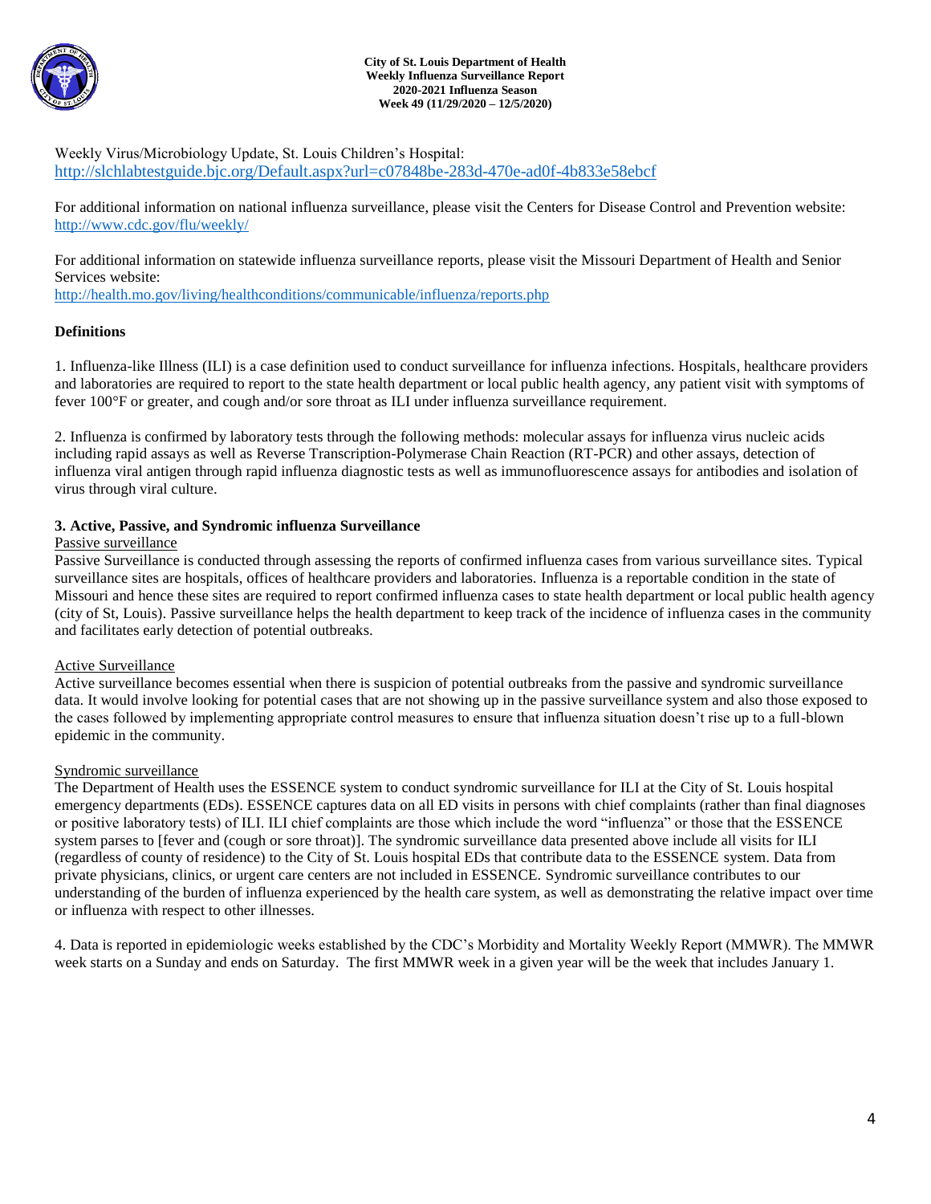Weekly Virus/Microbiology Update, St. Louis Children's Hospital:
http://slchlabtestguide.bjc.org/Default.aspx?url=c07848be-283d-470e-ad0f-4b833e58ebcf

For additional information on national influenza surveillance, please visit the Centers for Disease Control and Prevention website: http://www.cdc.gov/flu/weekly/

For additional information on statewide influenza surveillance reports, please visit the Missouri Department of Health and Senior Services website:
http://health.mo.gov/living/healthconditions/communicable/influenza/reports.php

**Definitions**

1. Influenza-like Illness (ILI) is a case definition used to conduct surveillance for influenza infections. Hospitals, healthcare providers and laboratories are required to report to the state health department or local public health agency, any patient visit with symptoms of fever 100°F or greater, and cough and/or sore throat as ILI under influenza surveillance requirement.

2. Influenza is confirmed by laboratory tests through the following methods: molecular assays for influenza virus nucleic acids including rapid assays as well as Reverse Transcription-Polymerase Chain Reaction (RT-PCR) and other assays, detection of influenza viral antigen through rapid influenza diagnostic tests as well as immunofluorescence assays for antibodies and isolation of virus through viral culture.

**3. Active, Passive, and Syndromic influenza Surveillance**

Passive surveillance

Passive Surveillance is conducted through assessing the reports of confirmed influenza cases from various surveillance sites. Typical surveillance sites are hospitals, offices of healthcare providers and laboratories. Influenza is a reportable condition in the state of Missouri and hence these sites are required to report confirmed influenza cases to state health department or local public health agency (city of St, Louis). Passive surveillance helps the health department to keep track of the incidence of influenza cases in the community and facilitates early detection of potential outbreaks.

Active Surveillance

Active surveillance becomes essential when there is suspicion of potential outbreaks from the passive and syndromic surveillance data. It would involve looking for potential cases that are not showing up in the passive surveillance system and also those exposed to the cases followed by implementing appropriate control measures to ensure that influenza situation doesn't rise up to a full-blown epidemic in the community.

Syndromic surveillance

The Department of Health uses the ESSENCE system to conduct syndromic surveillance for ILI at the City of St. Louis hospital emergency departments (EDs). ESSENCE captures data on all ED visits in persons with chief complaints (rather than final diagnoses or positive laboratory tests) of ILI. ILI chief complaints are those which include the word "influenza" or those that the ESSENCE system parses to [fever and (cough or sore throat)]. The syndromic surveillance data presented above include all visits for ILI (regardless of county of residence) to the City of St. Louis hospital EDs that contribute data to the ESSENCE system. Data from private physicians, clinics, or urgent care centers are not included in ESSENCE. Syndromic surveillance contributes to our understanding of the burden of influenza experienced by the health care system, as well as demonstrating the relative impact over time or influenza with respect to other illnesses.

4. Data is reported in epidemiologic weeks established by the CDC's Morbidity and Mortality Weekly Report (MMWR). The MMWR week starts on a Sunday and ends on Saturday. The first MMWR week in a given year will be the week that includes January 1.